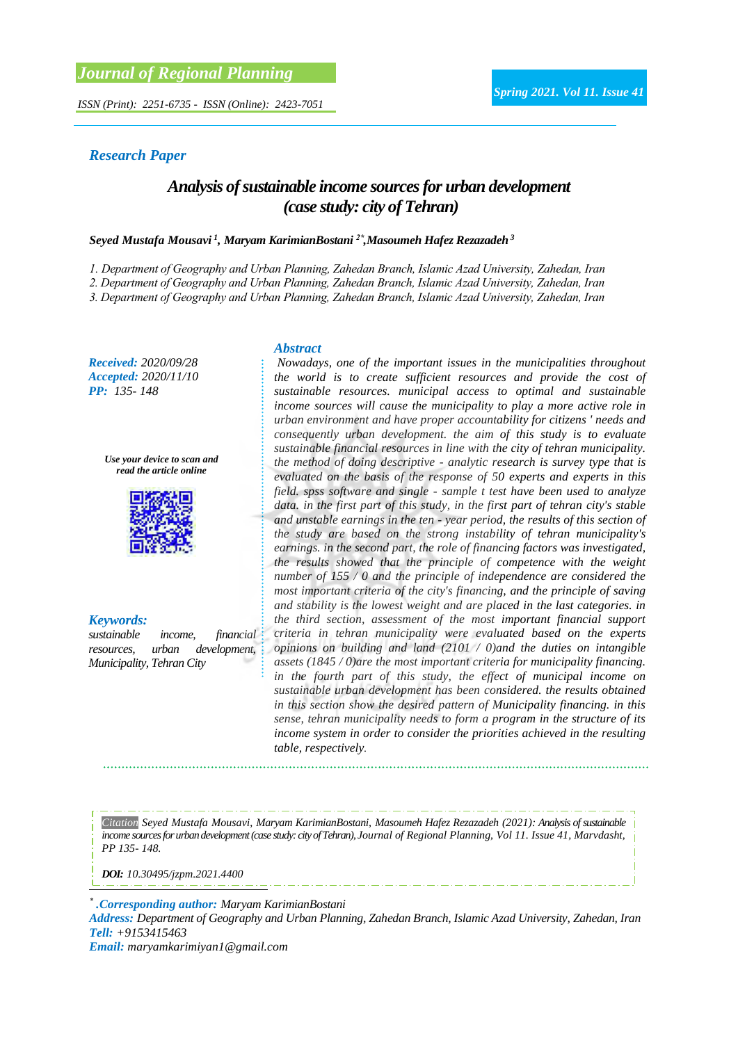Journal of Regional Planning

ISSN (Print): 2251-6735 - ISSN (Online): 2423-7051

Spring 2021. Vol 11. Issue 41

**Research Paper**

# Analysis of sustainable income sources for urban development (case study: city of Tehran)

**Seyed Mustafa Mousavi [1], Maryam KarimianBostani [2*], Masoumeh Hafez Rezazadeh [3]**

1. Department of Geography and Urban Planning, Zahedan Branch, Islamic Azad University, Zahedan, Iran
2. Department of Geography and Urban Planning, Zahedan Branch, Islamic Azad University, Zahedan, Iran
3. Department of Geography and Urban Planning, Zahedan Branch, Islamic Azad University, Zahedan, Iran

**Received:** 2020/09/28
**Accepted:** 2020/11/10
**PP:** 135- 148

Use your device to scan and read the article online

**Keywords:**
sustainable income, financial resources, urban development, Municipality, Tehran City

## Abstract

Nowadays, one of the important issues in the municipalities throughout the world is to create sufficient resources and provide the cost of sustainable resources. municipal access to optimal and sustainable income sources will cause the municipality to play a more active role in urban environment and have proper accountability for citizens ' needs and consequently urban development. the aim of this study is to evaluate sustainable financial resources in line with the city of tehran municipality. the method of doing descriptive - analytic research is survey type that is evaluated on the basis of the response of 50 experts and experts in this field. spss software and single - sample t test have been used to analyze data. in the first part of this study, in the first part of tehran city's stable and unstable earnings in the ten - year period, the results of this section of the study are based on the strong instability of tehran municipality's earnings. in the second part, the role of financing factors was investigated, the results showed that the principle of competence with the weight number of 155 / 0 and the principle of independence are considered the most important criteria of the city's financing, and the principle of saving and stability is the lowest weight and are placed in the last categories. in the third section, assessment of the most important financial support criteria in tehran municipality were evaluated based on the experts opinions on building and land (2101 / 0)and the duties on intangible assets (1845 / 0)are the most important criteria for municipality financing. in the fourth part of this study, the effect of municipal income on sustainable urban development has been considered. the results obtained in this section show the desired pattern of Municipality financing. in this sense, tehran municipality needs to form a program in the structure of its income system in order to consider the priorities achieved in the resulting table, respectively.

Citation Seyed Mustafa Mousavi, Maryam KarimianBostani, Masoumeh Hafez Rezazadeh (2021): Analysis of sustainable income sources for urban development (case study: city of Tehran), Journal of Regional Planning, Vol 11. Issue 41, Marvdasht, PP 135- 148.

**DOI:** 10.30495/jzpm.2021.4400

[*] **.Corresponding author:** Maryam KarimianBostani
**Address:** Department of Geography and Urban Planning, Zahedan Branch, Islamic Azad University, Zahedan, Iran
**Tell:** +9153415463
**Email:** maryamkarimiyan1@gmail.com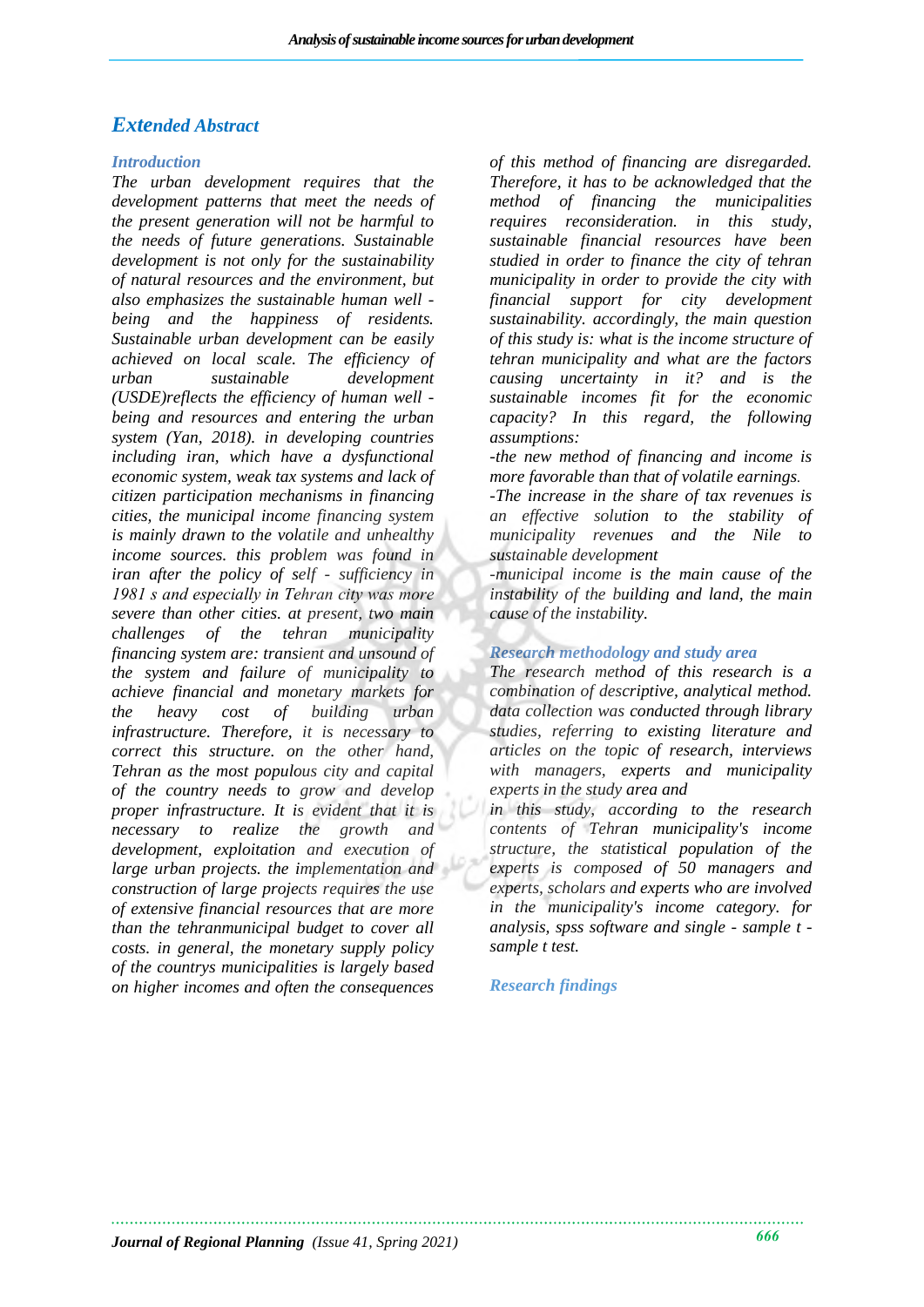## Extended Abstract

### Introduction

*The urban development requires that the development patterns that meet the needs of the present generation will not be harmful to the needs of future generations. Sustainable development is not only for the sustainability of natural resources and the environment, but also emphasizes the sustainable human well - being and the happiness of residents. Sustainable urban development can be easily achieved on local scale. The efficiency of urban sustainable development (USDE)reflects the efficiency of human well - being and resources and entering the urban system (Yan, 2018). in developing countries including iran, which have a dysfunctional economic system, weak tax systems and lack of citizen participation mechanisms in financing cities, the municipal income financing system is mainly drawn to the volatile and unhealthy income sources. this problem was found in iran after the policy of self - sufficiency in 1981 s and especially in Tehran city was more severe than other cities. at present, two main challenges of the tehran municipality financing system are: transient and unsound of the system and failure of municipality to achieve financial and monetary markets for the heavy cost of building urban infrastructure. Therefore, it is necessary to correct this structure. on the other hand, Tehran as the most populous city and capital of the country needs to grow and develop proper infrastructure. It is evident that it is necessary to realize the growth and development, exploitation and execution of large urban projects. the implementation and construction of large projects requires the use of extensive financial resources that are more than the tehranmunicipal budget to cover all costs. in general, the monetary supply policy of the countrys municipalities is largely based on higher incomes and often the consequences of this method of financing are disregarded. Therefore, it has to be acknowledged that the method of financing the municipalities requires reconsideration. in this study, sustainable financial resources have been studied in order to finance the city of tehran municipality in order to provide the city with financial support for city development sustainability. accordingly, the main question of this study is: what is the income structure of tehran municipality and what are the factors causing uncertainty in it? and is the sustainable incomes fit for the economic capacity? In this regard, the following assumptions:*

*-the new method of financing and income is more favorable than that of volatile earnings.*

*-The increase in the share of tax revenues is an effective solution to the stability of municipality revenues and the Nile to sustainable development*

*-municipal income is the main cause of the instability of the building and land, the main cause of the instability.*

### Research methodology and study area

*The research method of this research is a combination of descriptive, analytical method. data collection was conducted through library studies, referring to existing literature and articles on the topic of research, interviews with managers, experts and municipality experts in the study area and*

*in this study, according to the research contents of Tehran municipality's income structure, the statistical population of the experts is composed of 50 managers and experts, scholars and experts who are involved in the municipality's income category. for analysis, spss software and single - sample t - sample t test.*

### Research findings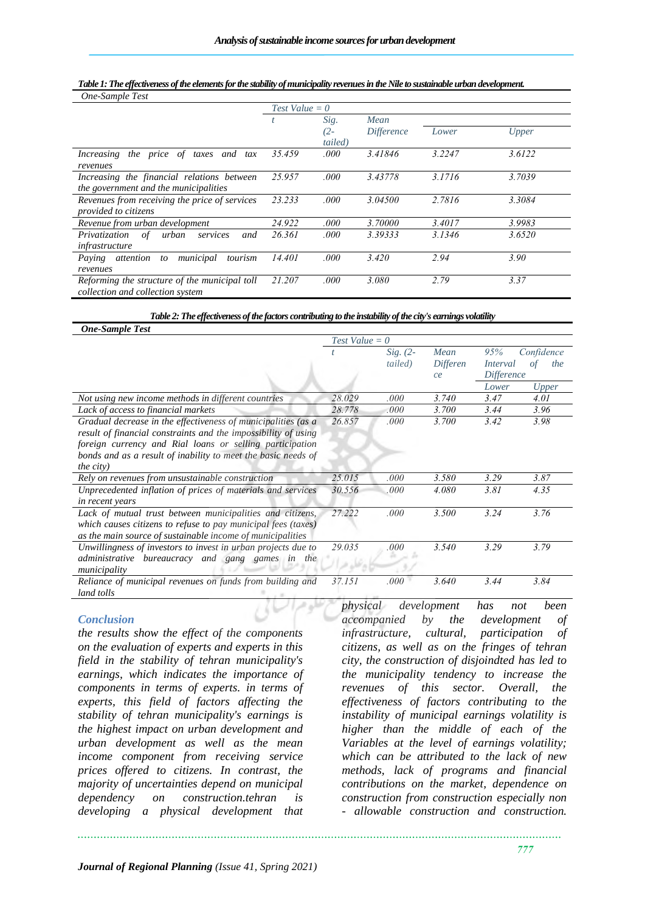***Table 1: The effectiveness of the elements for the stability of municipality revenues in the Nile to sustainable urban development.***

| *One-Sample Test* | | | | | |
|---|---|---|---|---|---|
| | *Test Value = 0* | | | | |
| | *t* | *Sig. (2-tailed)* | *Mean Difference* | *Lower* | *Upper* |
| *Increasing the price of taxes and tax revenues* | *35.459* | *.000* | *3.41846* | *3.2247* | *3.6122* |
| *Increasing the financial relations between the government and the municipalities* | *25.957* | *.000* | *3.43778* | *3.1716* | *3.7039* |
| *Revenues from receiving the price of services provided to citizens* | *23.233* | *.000* | *3.04500* | *2.7816* | *3.3084* |
| *Revenue from urban development* | *24.922* | *.000* | *3.70000* | *3.4017* | *3.9983* |
| *Privatization of urban services and infrastructure* | *26.361* | *.000* | *3.39333* | *3.1346* | *3.6520* |
| *Paying attention to municipal tourism revenues* | *14.401* | *.000* | *3.420* | *2.94* | *3.90* |
| *Reforming the structure of the municipal toll collection and collection system* | *21.207* | *.000* | *3.080* | *2.79* | *3.37* |

***Table 2: The effectiveness of the factors contributing to the instability of the city's earnings volatility***

| ***One-Sample Test*** | | | | | |
|---|---|---|---|---|---|
| | *Test Value = 0* | | | | |
| | *t* | *Sig. (2-tailed)* | *Mean Difference* | *95% Confidence Interval of the Difference* | |
| | | | | *Lower* | *Upper* |
| *Not using new income methods in different countries* | *28.029* | *.000* | *3.740* | *3.47* | *4.01* |
| *Lack of access to financial markets* | *28.778* | *.000* | *3.700* | *3.44* | *3.96* |
| *Gradual decrease in the effectiveness of municipalities (as a result of financial constraints and the impossibility of using foreign currency and Rial loans or selling participation bonds and as a result of inability to meet the basic needs of the city)* | *26.857* | *.000* | *3.700* | *3.42* | *3.98* |
| *Rely on revenues from unsustainable construction* | *25.015* | *.000* | *3.580* | *3.29* | *3.87* |
| *Unprecedented inflation of prices of materials and services in recent years* | *30.556* | *.000* | *4.080* | *3.81* | *4.35* |
| *Lack of mutual trust between municipalities and citizens, which causes citizens to refuse to pay municipal fees (taxes) as the main source of sustainable income of municipalities* | *27.222* | *.000* | *3.500* | *3.24* | *3.76* |
| *Unwillingness of investors to invest in urban projects due to administrative bureaucracy and gang games in the municipality* | *29.035* | *.000* | *3.540* | *3.29* | *3.79* |
| *Reliance of municipal revenues on funds from building and land tolls* | *37.151* | *.000* | *3.640* | *3.44* | *3.84* |

## *Conclusion*

*the results show the effect of the components on the evaluation of experts and experts in this field in the stability of tehran municipality's earnings, which indicates the importance of components in terms of experts. in terms of experts, this field of factors affecting the stability of tehran municipality's earnings is the highest impact on urban development and urban development as well as the mean income component from receiving service prices offered to citizens. In contrast, the majority of uncertainties depend on municipal dependency on construction.tehran is developing a physical development that physical development has not been accompanied by the development of infrastructure, cultural, participation of citizens, as well as on the fringes of tehran city, the construction of disjoindted has led to the municipality tendency to increase the revenues of this sector. Overall, the effectiveness of factors contributing to the instability of municipal earnings volatility is higher than the middle of each of the Variables at the level of earnings volatility; which can be attributed to the lack of new methods, lack of programs and financial contributions on the market, dependence on construction from construction especially non - allowable construction and construction.*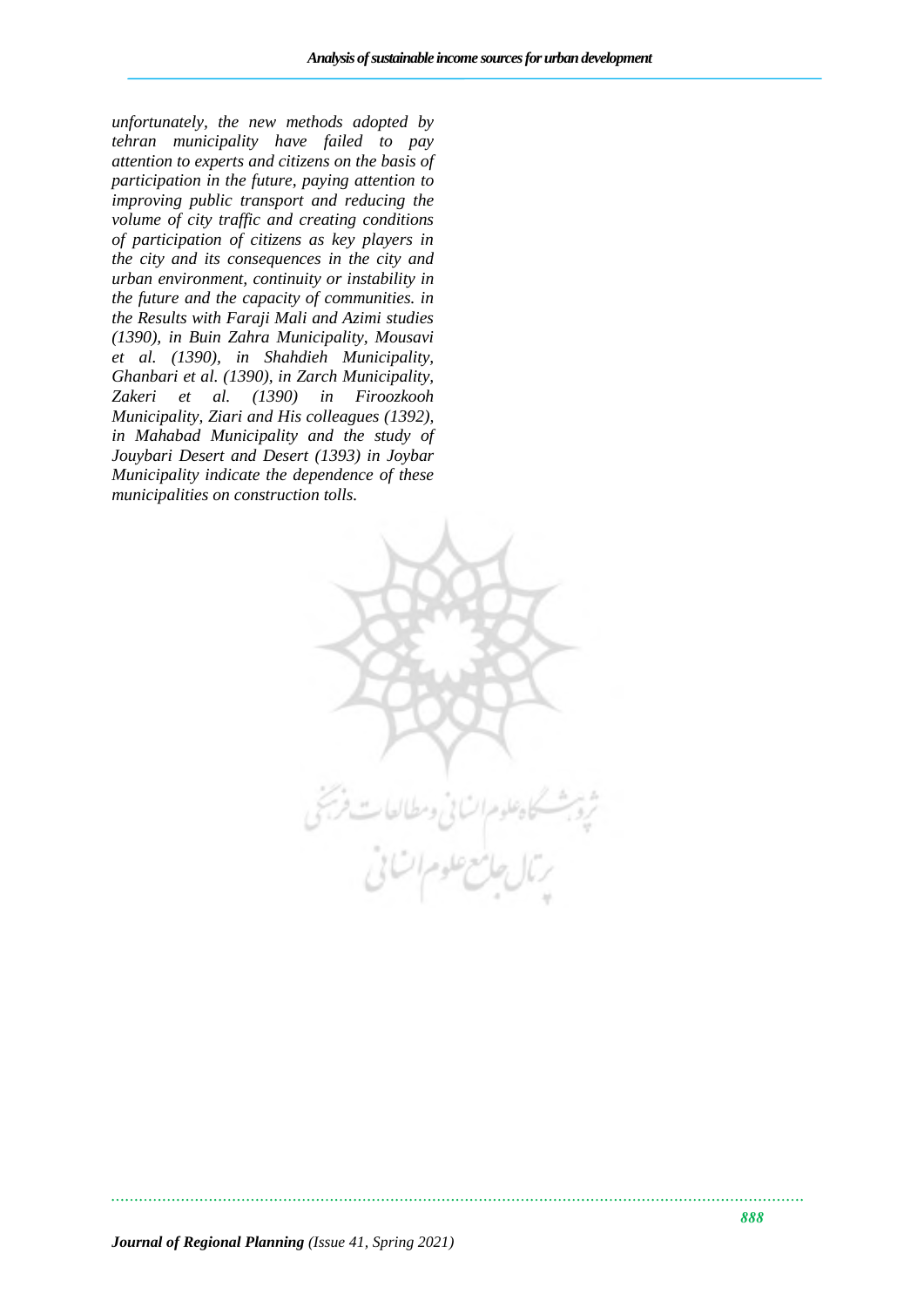*unfortunately, the new methods adopted by tehran municipality have failed to pay attention to experts and citizens on the basis of participation in the future, paying attention to improving public transport and reducing the volume of city traffic and creating conditions of participation of citizens as key players in the city and its consequences in the city and urban environment, continuity or instability in the future and the capacity of communities. in the Results with Faraji Mali and Azimi studies (1390), in Buin Zahra Municipality, Mousavi et al. (1390), in Shahdieh Municipality, Ghanbari et al. (1390), in Zarch Municipality, Zakeri et al. (1390) in Firoozkooh Municipality, Ziari and His colleagues (1392), in Mahabad Municipality and the study of Jouybari Desert and Desert (1393) in Joybar Municipality indicate the dependence of these municipalities on construction tolls.*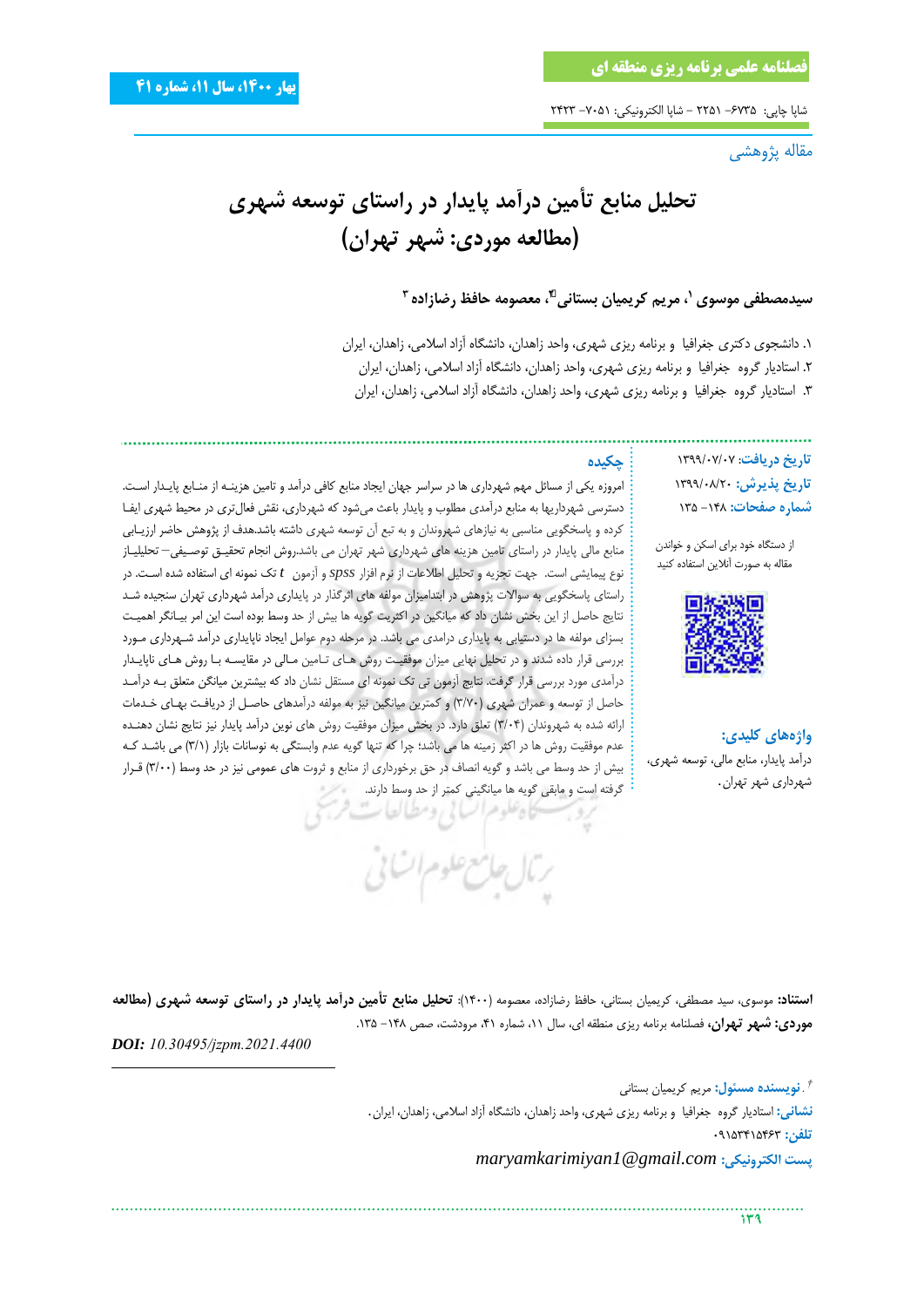مقاله پژوهشی

# تحلیل منابع تأمین درآمد پایدار در راستای توسعه شهری (مطالعه موردی: شهر تهران)

**سیدمصطفی موسوی [1]، مریم کریمیان بستانی [2]*، معصومه حافظ رضازاده [3]**

۱. دانشجوی دکتری جغرافیا و برنامه ریزی شهری، واحد زاهدان، دانشگاه آزاد اسلامی، زاهدان، ایران

۲. استادیار گروه جغرافیا و برنامه ریزی شهری، واحد زاهدان، دانشگاه آزاد اسلامی، زاهدان، ایران

۳. استادیار گروه جغرافیا و برنامه ریزی شهری، واحد زاهدان، دانشگاه آزاد اسلامی، زاهدان، ایران

**تاریخ دریافت:** ۱۳۹۹/۰۷/۰۷

**تاریخ پذیرش:** ۱۳۹۹/۰۸/۲۰

**شماره صفحات:** ۱۴۸- ۱۳۵

از دستگاه خود برای اسکن و خواندن مقاله به صورت آنلاین استفاده کنید

## چکیده

امروزه یکی از مسائل مهم شهرداری ها در سراسر جهان ایجاد منابع کافی درآمد و تامین هزینـه از منـابع پایـدار اسـت. دسترسی شهرداریها به منابع درآمدی مطلوب و پایدار باعث می‌شود که شهرداری، نقش فعال‌تری در محیط شهری ایفا کرده و پاسخگویی مناسبی به نیازهای شهروندان و به تبع آن توسعه شهری داشته باشد.هدف از پژوهش حاضر ارزیـابی منابع مالی پایدار در راستای تامین هزینه های شهرداری شهر تهران می باشد.روش انجام تحقیـق توصـیفی– تحلیلـیاز نوع پیمایشی است. جهت تجزیه و تحلیل اطلاعات از نرم افزار *spss* و آزمون *t* تک نمونه ای استفاده شده اسـت. در راستای پاسخگویی به سوالات پژوهش در ابتدامیزان مولفه های اثرگذار در پایداری درآمد شهرداری تهران سنجیده شـد نتایج حاصل از این بخش نشان داد که میانگین در اکثریت گویه ها بیش از حد وسط بوده است این امر بیـانگر اهمیـت بسزای مولفه ها در دستیابی به پایداری درامدی می باشد. در مرحله دوم عوامل ایجاد ناپایداری درآمد شـهرداری مـورد بررسی قرار داده شدند و در تحلیل نهایی میزان موفقیـت روش هـای تـامین مـالی در مقایسـه بـا روش هـای ناپایـدار درآمدی مورد بررسی قرار گرفت. نتایج آزمون تی تک نمونه ای مستقل نشان داد که بیشترین میانگین متعلق بـه درآمـد حاصل از توسعه و عمران شهری (۳/۷۰) و کمترین میانگین نیز به مولفه درآمدهای حاصـل از دریافـت بهـای خـدمات ارائه شده به شهروندان (۳/۰۴) تعلق دارد. در بخش میزان موفقیت روش های نوین درآمد پایدار نیز نتایج نشان دهنـده عدم موفقیت روش ها در اکثر زمینه ها می باشد؛ چرا که تنها گویه عدم وابستگی به نوسانات بازار (۳/۱) می باشـد کـه بیش از حد وسط می باشد و گویه انصاف در حق برخورداری از منابع و ثروت های عمومی نیز در حد وسط (۳/۰۰) قـرار گرفته است و مابقی گویه ها میانگینی کمتر از حد وسط دارند.

**واژه‌های کلیدی:** درآمد پایدار، منابع مالی، توسعه شهری، شهرداری شهر تهران.

**استناد:** موسوی، سید مصطفی، کریمیان بستانی، حافظ رضازاده، معصومه (۱۴۰۰): **تحلیل منابع تأمین درآمد پایدار در راستای توسعه شهری (مطالعه موردی: شهر تهران**، فصلنامه برنامه ریزی منطقه ای، سال ۱۱، شماره ۴۱، پاییز، صص ۱۴۸- ۱۳۵.

***DOI:** 10.30495/jzpm.2021.4400*

---

* . **نویسنده مسئول:** مریم کریمیان بستانی

**نشانی:** استادیار گروه جغرافیا و برنامه ریزی شهری، واحد زاهدان، دانشگاه آزاد اسلامی، زاهدان، ایران.

**تلفن:** ۰۹۱۵۳۴۱۵۴۶۳

**پست الکترونیکی:** *maryamkarimiyan1@gmail.com*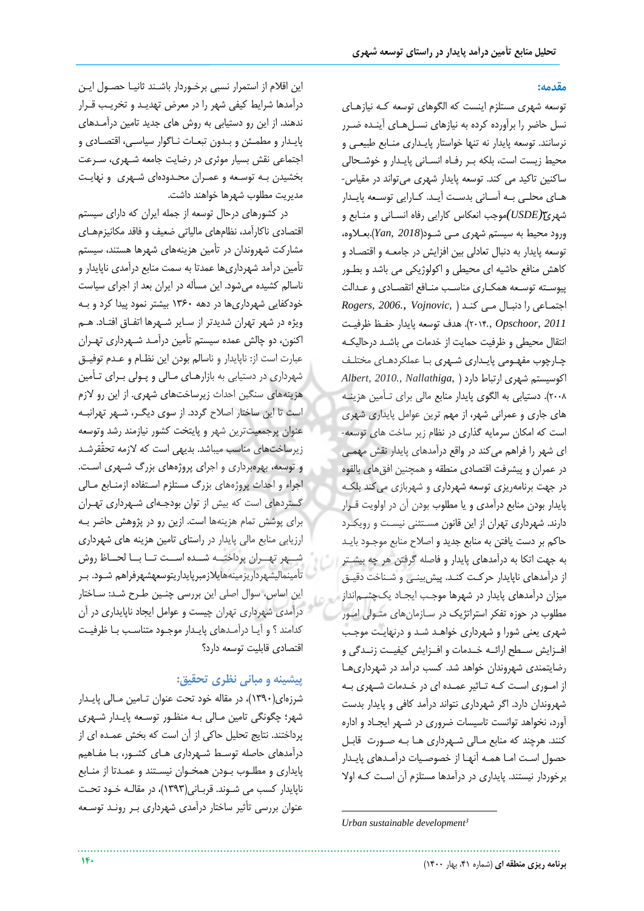## مقدمه:

توسعه شهری مستلزم اینست که الگوهای توسعه که نیازهـای نسل حاضر را برآورده کرده به نیازهای نسـل‌هـای آینـده ضـرر نرسانند. توسعه پایدار نه تنها خواستار پایـداری منـابع طبیعـی و محیط زیست است، بلکه بـر رفـاه انسـانی پایـدار و خوشـحالی ساکنین تاکید می کند. توسعه پایدار شهری می‌تواند در مقیاس-هـای محلـی بـه آسـانی بدسـت آیـد. کـارایی توسـعه پایـدار شهری(*USDE*)[3] موجب انعکاس کارایی رفاه انسـانی و منـابع و ورود محیط به سیستم شهری مـی شـود(*Yan, 2018*).بعـلاوه، توسعه پایدار به دنبال تعادلی بین افزایش در جامعـه و اقتصـاد و کاهش منافع حاشیه ای محیطی و اکولوژیکی می باشد و بطـور پیوسـته توسـعه همکـاری مناسـب منـافع اقتصـادی و عـدالت اجتمـاعی را دنبـال مـی کنـد ( *Rogers, 2006., Vojnovic,* ۲۰۱۴*., Opschoor, 2011*). هدف توسعه پایدار حفـظ ظرفیـت انتقال محیطی و ظرفیت حمایت از خدمات می باشـد درحالیکـه چـارچوب مفهـومی پایـداری شـهری بـا عملکردهـای مختلـف اکوسیستم شهری ارتباط دارد ( *Albert, 2010., Nallathiga,* ۲۰۰۸). دستیابی به الگوی پایدار منابع مالی برای تـأمین هزینـه های جاری و عمرانی شهر، از مهم ترین عوامل پایداری شهری است که امکان سرمایه گذاری در نظام زیر ساخت های توسعه-ای شهر را فراهم می‌کند در واقع درآمدهای پایدار نقش مهمـی در عمران و پیشرفت اقتصادی منطقه و همچنین افق‌های بالقوه در جهت برنامه‌ریزی توسعه شهرداری و شهربازی می‌کند بلکـه پایدار بودن منابع درآمدی و یا مطلوب بودن آن در اولویت قـرار دارند. شهرداری تهران از این قانون مسـتثنی نیسـت و رویکـرد حاکم بر دست یافتن به منابع جدید و اصلاح منابع موجـود بایـد به جهت اتکا به درآمدهای پایدار و فاصله گرفتن هر چه بیشـتر از درآمدهای ناپایدار حرکـت کنـد. پیش‌بینـی و شـناخت دقیـق میزان درآمدهای پایدار در شهرها موجـب ایجـاد یک‌چشـم‌انداز مطلوب در حوزه تفکر استراتژیک در سـازمان‌های متـولی امـور شهری یعنی شورا و شهرداری خواهـد شـد و درنهایـت موجـب افـزایش سـطح ارائـه خـدمات و افـزایش کیفیـت زنـدگی و رضایتمندی شهروندان خواهد شد. کسب درآمد در شهرداری‌هـا از امـوری اسـت کـه تـاثیر عمـده ای در خـدمات شـهری بـه شهروندان دارد. اگر شهرداری نتواند درآمد کافی و پایدار بدست آورد، نخواهد توانست تاسیسات ضروری در شـهر ایجـاد و اداره کنند. هرچند که منابع مـالی شـهرداری هـا بـه صـورت قابـل حصول است امـا همـه آنهـا از خصوصـیات درآمـدهای پایـدار برخوردار نیستند. پایداری در درآمدها مستلزم آن اسـت کـه اولا این اقلام از استمرار نسبی برخـوردار باشـند ثانیـا حصـول ایـن درآمدها شرایط کیفی شهر را در معرض تهدیـد و تخریـب قـرار ندهند. از این رو دستیابی به روش های جدید تامین درآمـدهای پایـدار و مطمـئن و بـدون تبعـات نـاگوار سیاسـی، اقتصـادی و اجتماعی نقش بسیار موثری در رضایت جامعه شـهری، سـرعت بخشیدن بـه توسـعه و عمـران محـدوده‌ای شـهری و نهایـت مدیریت مطلوب شهرها خواهند داشت.

در کشورهای درحال توسعه از جمله ایران که دارای سیستم اقتصادی ناکارآمد، نظام‌های مالیاتی ضعیف و فاقد مکانیزم‌هـای مشارکت شهروندان در تأمین هزینه‌های شهرها هستند، سیستم تأمین درآمد شهرداری‌ها عمدتا به سمت منابع درآمدی ناپایدار و ناسالم کشیده می‌شود. این مسأله در ایران بعد از اجرای سیاست خودکفایی شهرداری‌ها در دهه ۱۳۶۰ بیشتر نمود پیدا کرد و بـه ویژه در شهر تهران شدیدتر از سایر شـهرها اتفـاق افتـاد. هـم اکنون، دو چالش عمده سیستم تأمین درآمـد شـهرداری تهـران عبارت است از: ناپایدار و ناسالم بودن این نظـام و عـدم توفیـق شهرداری در دستیابی به بازارهـای مـالی و پـولی بـرای تـأمین هزینه‌های سنگین احداث زیرساخت‌های شهری. از این رو لازم است تا این ساختار اصلاح گردد. از سوی دیگـر، شـهر تهرانبـه عنوان پرجمعیت‌ترین شهر و پایتخت کشور نیازمند رشد وتوسعه زیرساخت‌های مناسب میباشد. بدیهی است که لازمه تحقق‌شـد و توسعه، بهره‌برداری و اجرای پروژه‌های بزرگ شـهری اسـت. اجراء و احداث پروژه‌های بزرگ مستلزم اسـتفاده ازمنـابع مـالی گسترده‌ای است که بیش از توان بودجـه‌ای شـهرداری تهـران برای پوشش تمام هزینه‌ها است. ازین رو در پژوهش حاضر بـه ارزیابی منابع مالی پایدار در راستای تامین هزینه های شهرداری شـــهر تهـــران پرداختـــه شـــده اســـت تـــا بـــا لحـــاظ روش تأمینمالیشهرداریزمینه‌هایلازمبرپایداریتوسعه‌شهرفراهم شـود. بـر این اساس، سوال اصلی این بررسی چنـین طـرح شـد: سـاختار درآمدی شهرداری تهران چیست و عوامل ایجاد ناپایداری در آن کدامند ؟ و آیـا درآمـدهای پایـدار موجـود متناسـب بـا ظرفیـت اقتصادی قابلیت توسعه دارد؟

## پیشینه و مبانی نظری تحقیق:

شرزه‌ای(۱۳۹۰)، در مقاله خود تحت عنوان تـامین مـالی پایـدار شهر؛ چگونگی تامین مـالی بـه منظـور توسـعه پایـدار شـهری پرداختند. نتایج تحلیل حاکی از آن است که بخش عمـده ای از درآمدهای حاصله توسـط شـهرداری هـای کشـور، بـا مفـاهیم پایداری و مطلـوب بـودن همخـوان نیسـتند و عمـدتا از منـابع ناپایدار کسب می شـوند. قربـانی(۱۳۹۳)، در مقالـه خـود تحـت عنوان بررسی تأثیر ساختار درآمدی شهرداری بـر رونـد توسـعه

---

[3] *Urban sustainable development*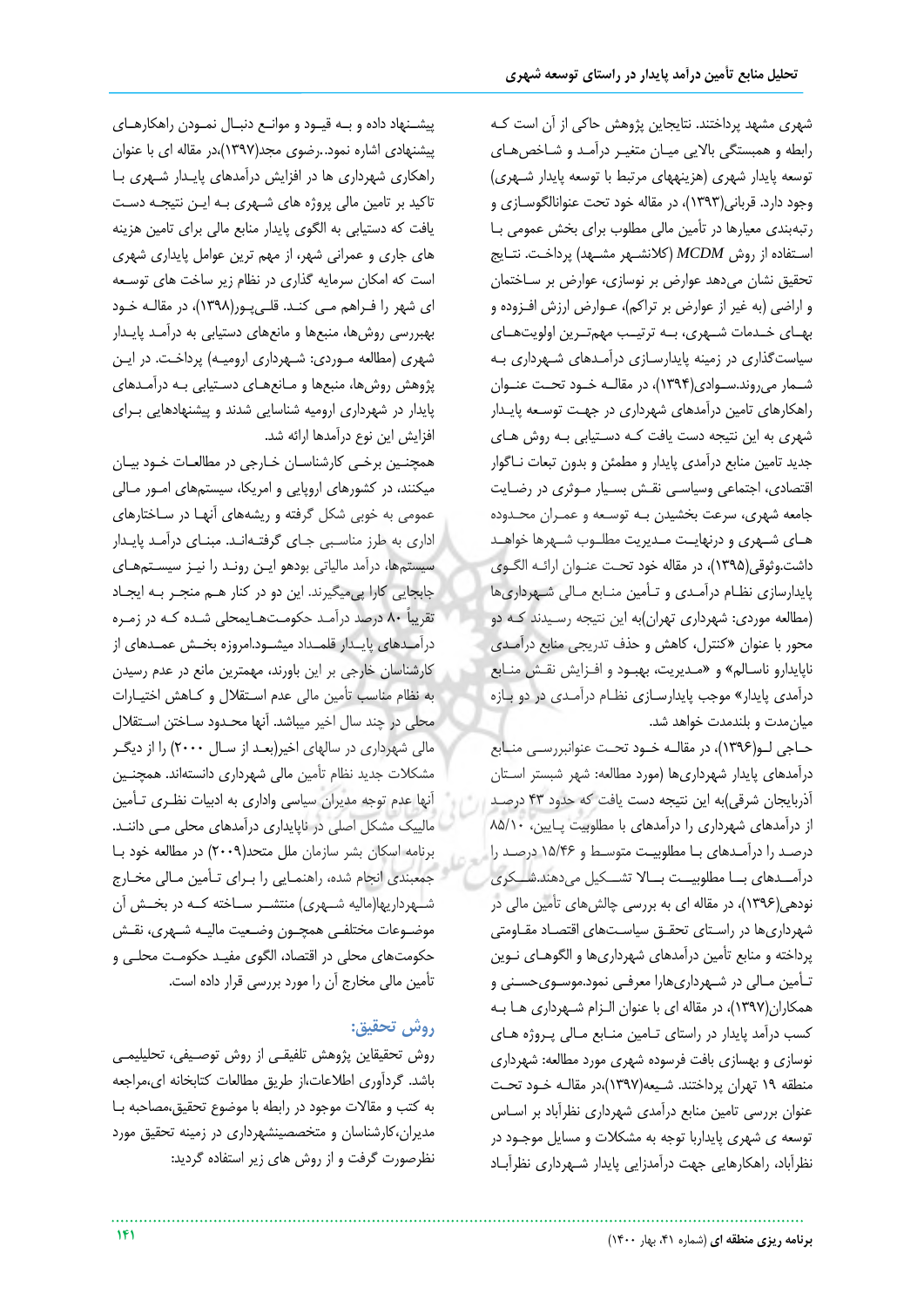شهری مشهد پرداختند. نتایجاین پژوهش حاکی از آن است کـه رابطه و همبستگی بالایی میـان متغیـر درآمـد و شـاخص‌هـای توسعه پایدار شهری (هزینههای مرتبط با توسعه پایدار شـهری) وجود دارد. قربانی(۱۳۹۳)، در مقاله خود تحت عنوانالگوسـازی و رتبه‌بندی معیارها در تأمین مالی مطلوب برای بخش عمومی بـا اسـتفاده از روش *MCDM* (کلانشـهر مشـهد) پرداخـت. نتـایج تحقیق نشان می‌دهد عوارض بر نوسازی، عوارض بر سـاختمان و اراضی (به غیر از عوارض بر تراکم)، عـوارض ارزش افـزوده و بهـای خـدمات شـهری، بـه ترتیـب مهم‌تـرین اولویت‌هـای سیاست‌گذاری در زمینه پایدارسـازی درآمـدهای شـهرداری بـه شـمار می‌روند.سـوادی(۱۳۹۴)، در مقالـه خـود تحـت عنـوان راهکارهای تامین درآمدهای شهرداری در جهـت توسـعه پایـدار شهری به این نتیجه دست یافت کـه دسـتیابی بـه روش هـای جدید تامین منابع درآمدی پایدار و مطمئن و بدون تبعات نـاگوار اقتصادی، اجتماعی وسیاسـی نقـش بسـیار مـوثری در رضـایت جامعه شهری، سرعت بخشیدن بـه توسـعه و عمـران محـدوده هـای شـهری و درنهایـت مـدیریت مطلـوب شـهرها خواهـد داشت.وثوقی(۱۳۹۵)، در مقاله خود تحـت عنـوان ارائـه الگـوی پایدارسازی نظـام درآمـدی و تـأمین منـابع مـالی شـهرداری‌ها (مطالعه موردی: شهرداری تهران)به این نتیجه رسـیدند کـه دو محور با عنوان «کنترل، کاهش و حذف تدریجی منابع درآمـدی ناپایدارو ناسـالم» و «مـدیریت، بهبـود و افـزایش نقـش منـابع درآمدی پایدار» موجب پایدارسـازی نظـام درآمـدی در دو بـازه میان‌مدت و بلندمدت خواهد شد.

حـاجی لـو(۱۳۹۶)، در مقالـه خـود تحـت عنوانبررسـی منـابع درآمدهای پایدار شهرداری‌ها (مورد مطالعه: شهر شبستر اسـتان آذربایجان شرقی)به این نتیجه دست یافت که حدود ۴۳ درصـد از درآمدهای شهرداری را درآمدهای با مطلوبیت پـایین، ۸۵/۱۰ درصـد را درآمـدهای بـا مطلوبیـت متوسـط و ۱۵/۴۶ درصـد را درآمـــدهای بـــا مطلوبیـــت بـــالا تشـــکیل می‌دهند.شـــکری نودهی(۱۳۹۶)، در مقاله ای به بررسی چالش‌های تأمین مالی در شهرداری‌ها در راسـتای تحقـق سیاسـت‌های اقتصـاد مقـاومتی پرداخته و منابع تأمین درآمدهای شهرداری‌ها و الگوهـای نـوین تـأمین مـالی در شـهرداری‌هارا معرفـی نمود.موسـوی‌حسـنی و همکاران(۱۳۹۷)، در مقاله ای با عنوان الـزام شـهرداری هـا بـه کسب درآمد پایدار در راستای تـامین منـابع مـالی پـروژه هـای نوسازی و بهسازی بافت فرسوده شهری مورد مطالعه: شهرداری منطقه ۱۹ تهران پرداختند. شـیعه(۱۳۹۷)،در مقالـه خـود تحـت عنوان بررسی تامین منابع درآمدی شهرداری نظرآباد بر اسـاس توسعه ی شهری پایداربا توجه به مشکلات و مسایل موجـود در نظرآباد، راهکارهایی جهت درآمدزایی پایدار شـهرداری نظرآبـاد پیشـنهاد داده و بـه قیـود و موانـع دنبـال نمـودن راهکارهـای پیشنهادی اشاره نمود..رضوی مجد(۱۳۹۷)،در مقاله ای با عنوان راهکاری شهرداری ها در افزایش درآمدهای پایـدار شـهری بـا تاکید بر تامین مالی پروژه های شـهری بـه ایـن نتیجـه دسـت یافت که دستیابی به الگوی پایدار منابع مالی برای تامین هزینه های جاری و عمرانی شهر، از مهم ترین عوامل پایداری شهری است که امکان سرمایه گذاری در نظام زیر ساخت های توسـعه ای شهر را فـراهم مـی کنـد. قلـی‌پـور(۱۳۹۸)، در مقالـه خـود بهبررسی روش‌ها، منبع‌ها و مانع‌های دستیابی به درآمـد پایـدار شهری (مطالعه مـوردی: شـهرداری ارومیـه) پرداخـت. در ایـن پژوهش روش‌ها، منبع‌ها و مـانع‌هـای دسـتیابی بـه درآمـدهای پایدار در شهرداری ارومیه شناسایی شدند و پیشنهادهایی بـرای افزایش این نوع درآمدها ارائه شد.

همچنـین برخـی کارشناسـان خـارجی در مطالعـات خـود بیـان میکنند، در کشورهای اروپایی و امریکا، سیستمهای امـور مـالی عمومی به خوبی شکل گرفته و ریشه‌های آنهـا در سـاختارهای اداری به طرز مناسـبی جـای گرفتـه‌انـد. مبنـای درآمـد پایـدار سیستم‌ها، درآمد مالیاتی بودهو ایـن رونـد را نیـز سیسـتم‌هـای جابجایی کارا پی‌میگیرند. این دو در کنار هـم منجـر بـه ایجـاد تقریباً ۸۰ درصد درآمـد حکومـت‌هـایمحلی شـده کـه در زمـره درآمـدهای پایـدار قلمـداد میشـود.امروزه بخـش عمـده‌ای از کارشناسان خارجی بر این باورند، مهمترین مانع در عدم رسیدن به نظام مناسب تأمین مالی عدم اسـتقلال و کـاهش اختیـارات محلی در چند سال اخیر میباشد. آنها محـدود سـاختن اسـتقلال مالی شهرداری در سالهای اخیر(بعـد از سـال ۲۰۰۰) را از دیگـر مشکلات جدید نظام تأمین مالی شهرداری دانسته‌اند. همچنـین آنها عدم توجه مدیران سیاسی واداری به ادبیات نظـری تـأمین مالییک مشکل اصلی در ناپایداری درآمدهای محلی مـی داننـد. برنامه اسکان بشر سازمان ملل متحد(۲۰۰۹) در مطالعه خود بـا جمعبندی انجام شده، راهنمـایی را بـرای تـأمین مـالی مخـارج شـهرداریها(مالیه شـهری) منتشـر سـاخته کـه در بخـش آن موضـوعات مختلفـی همچـون وضـعیت مالیـه شـهری، نقـش حکومت‌های محلی در اقتصاد، الگوی مفیـد حکومـت محلـی و تأمین مالی مخارج آن را مورد بررسی قرار داده است.

## روش تحقیق:

روش تحقیقاین پژوهش تلفیقـی از روش توصـیفی، تحلیلیمـی باشد. گردآوری اطلاعات،از طریق مطالعات کتابخانه ای،مراجعه به کتب و مقالات موجود در رابطه با موضوع تحقیق،مصاحبه بـا مدیران،کارشناسان و متخصصینشهرداری در زمینه تحقیق مورد نظرصورت گرفت و از روش های زیر استفاده گردید: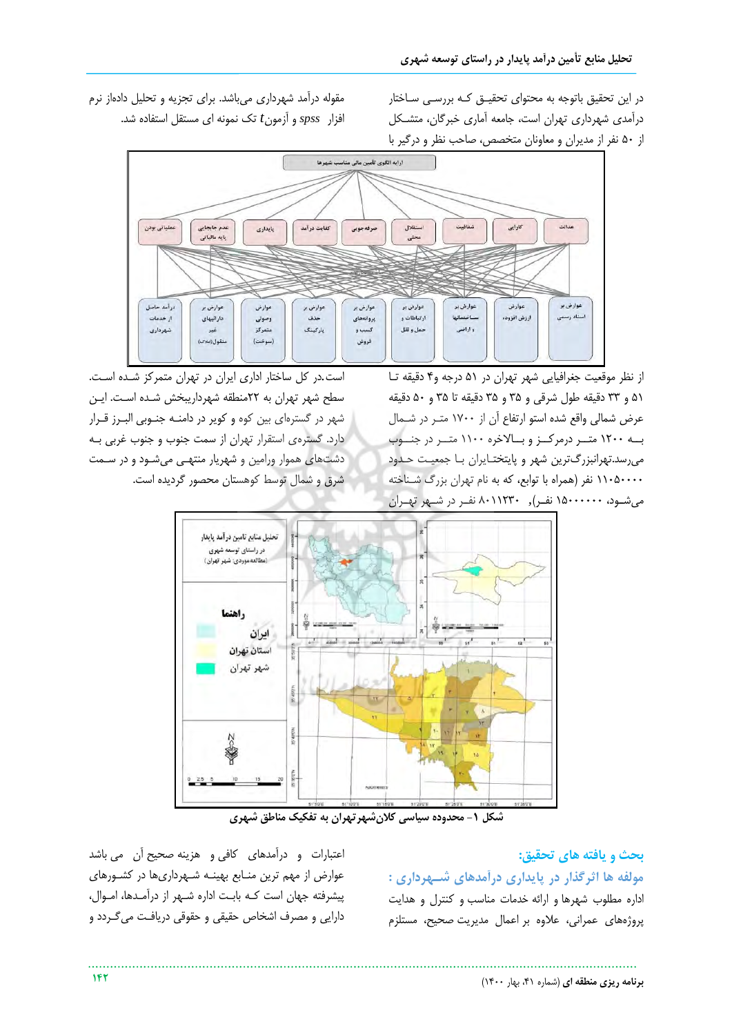در این تحقیق باتوجه به محتوای تحقیق که بررسی ساختار درآمدی شهرداری تهران است، جامعه آماری خبرگان، متشکل از ۵۰ نفر از مدیران و معاونان متخصص، صاحب نظر و درگیر با مقوله درآمد شهرداری می‌باشد. برای تجزیه و تحلیل داده‌ها از نرم افزار spss و آزمون $t$ تک نمونه ای مستقل استفاده شد.

از نظر موقعیت جغرافیایی شهر تهران در ۵۱ درجه و۴ دقیقه تا ۵۱ و ۳۳ دقیقه طول شرقی و ۳۵ و ۳۵ دقیقه تا ۳۵ و ۵۰ دقیقه عرض شمالی واقع شده استو ارتفاع آن از ۱۷۰۰ متر در شمال به ۱۲۰۰ متر درمرکز و بالاخره ۱۱۰۰ متر در جنوب می‌رسد.تهرانبزرگ‌ترین شهر و پایتختایران با جمعیت حدود ۱۱۰۵۰۰۰۰ نفر (همراه با توابع، که به نام تهران بزرگ شناخته می‌شود، ۱۵۰۰۰۰۰۰ نفر)، ۸۰۱۱۲۳۰ نفر در شهر تهران است.در کل ساختار اداری ایران در تهران متمرکز شده است. سطح شهر تهران به ۲۲منطقه شهرداریبخش شده است. این شهر در گستره‌ای بین کوه و کویر در دامنه جنوبی البرز قرار دارد. گستره‌ی استقرار تهران از سمت جنوب و جنوب غربی به دشت‌های هموار ورامین و شهریار منتهی می‌شود و در سمت شرق و شمال توسط کوهستان محصور گردیده است.

شکل ۱- محدوده سیاسی کلان‌شهر تهران به تفکیک مناطق شهری

## بحث و یافته های تحقیق:

### مولفه ها اثرگذار در پایداری درآمدهای شهرداری :

اداره مطلوب شهرها و ارائه خدمات مناسب و کنترل و هدایت پروژه‌های عمرانی، علاوه بر اعمال مدیریت صحیح، مستلزم اعتبارات و درآمدهای کافی و هزینه صحیح آن می باشد عوارض از مهم ترین منابع بهینه شهرداری‌ها در کشورهای پیشرفته جهان است که بابت اداره شهر از درآمدها، اموال، دارایی و مصرف اشخاص حقیقی و حقوقی دریافت می‌گردد و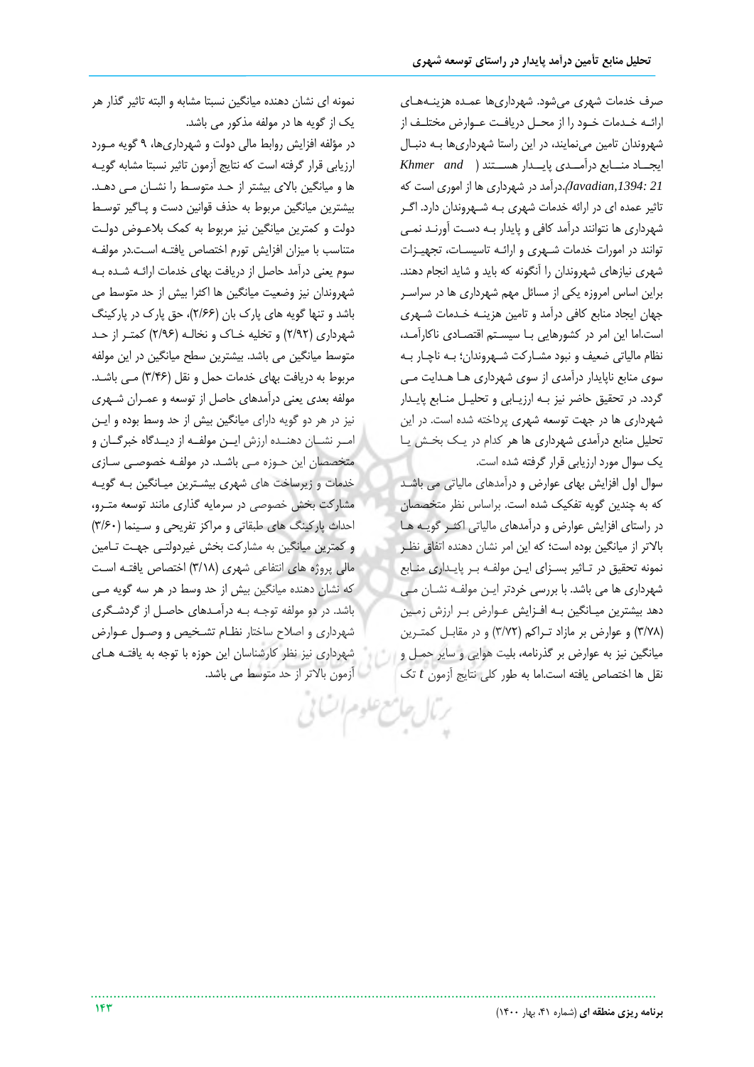صرف خدمات شهری می‌شود. شهرداری‌ها عمده هزینه‌های ارائه خدمات خود را از محل دریافت عوارض مختلف از شهروندان تامین می‌نمایند، در این راستا شهرداری‌ها به دنبال ایجاد منابع درآمدی پایدار هستند (*Khmer and Javadian,1394: 21*).درآمد در شهرداری ها از اموری است که تاثیر عمده ای در ارائه خدمات شهری به شهروندان دارد. اگر شهرداری ها نتوانند درآمد کافی و پایدار به دست آورند نمی توانند در امورات خدمات شهری و ارائه تاسیسات، تجهیزات شهری نیازهای شهروندان را آنگونه که باید و شاید انجام دهند. براین اساس امروزه یکی از مسائل مهم شهرداری ها در سراسر جهان ایجاد منابع کافی درآمد و تامین هزینه خدمات شهری است.اما این امر در کشورهایی با سیستم اقتصادی ناکارآمد، نظام مالیاتی ضعیف و نبود مشارکت شهروندان؛ به ناچار به سوی منابع ناپایدار درآمدی از سوی شهرداری ها هدایت می گردد. در تحقیق حاضر نیز به ارزیابی و تحلیل منابع پایدار شهرداری ها در جهت توسعه شهری پرداخته شده است. در این تحلیل منابع درآمدی شهرداری ها هر کدام در یک بخش یا یک سوال مورد ارزیابی قرار گرفته شده است.

سوال اول افزایش بهای عوارض و درآمدهای مالیاتی می باشد که به چندین گویه تفکیک شده است. براساس نظر متخصصان در راستای افزایش عوارض و درآمدهای مالیاتی اکثر گویه ها بالاتر از میانگین بوده است؛ که این امر نشان دهنده اتفاق نظر نمونه تحقیق در تاثیر بسزای این مولفه بر پایداری منابع شهرداری ها می باشد. با بررسی خردتر این مولفه نشان می دهد بیشترین میانگین به افزایش عوارض بر ارزش زمین (۳/۷۸) و عوارض بر مازاد تراکم (۳/۷۲) و در مقابل کمترین میانگین نیز به عوارض بر گذرنامه، بلیت هوایی و سایر حمل و نقل ها اختصاص یافته است.اما به طور کلی نتایج آزمون $t$ تک نمونه ای نشان دهنده میانگین نسبتا مشابه و البته تاثیر گذار هر یک از گویه ها در مولفه مذکور می باشد.

در مؤلفه افزایش روابط مالی دولت و شهرداری‌ها، ۹ گویه مورد ارزیابی قرار گرفته است که نتایج آزمون تاثیر نسبتا مشابه گویه ها و میانگین بالای بیشتر از حد متوسط را نشان می دهد. بیشترین میانگین مربوط به حذف قوانین دست و پاگیر توسط دولت و کمترین میانگین نیز مربوط به کمک بلاعوض دولت متناسب با میزان افزایش تورم اختصاص یافته است.در مولفه سوم یعنی درآمد حاصل از دریافت بهای خدمات ارائه شده به شهروندان نیز وضعیت میانگین ها اکثرا بیش از حد متوسط می باشد و تنها گویه های پارک بان (۲/۶۶)، حق پارک در پارکینگ شهرداری (۲/۹۲) و تخلیه خاک و نخاله (۲/۹۶) کمتر از حد متوسط میانگین می باشد. بیشترین سطح میانگین در این مولفه مربوط به دریافت بهای خدمات حمل و نقل (۳/۴۶) می باشد. مولفه بعدی یعنی درآمدهای حاصل از توسعه و عمران شهری نیز در هر دو گویه دارای میانگین بیش از حد وسط بوده و این امر نشان دهنده ارزش این مولفه از دیدگاه خبرگان و متخصصان این حوزه می باشد. در مولفه خصوصی سازی خدمات و زیرساخت های شهری بیشترین میانگین به گویه مشارکت بخش خصوصی در سرمایه گذاری مانند توسعه مترو، احداث پارکینگ های طبقاتی و مراکز تفریحی و سینما (۳/۶۰) و کمترین میانگین به مشارکت بخش غیردولتی جهت تامین مالی پروژه های انتفاعی شهری (۳/۱۸) اختصاص یافته است که نشان دهنده میانگین بیش از حد وسط در هر سه گویه می باشد. در دو مولفه توجه به درآمدهای حاصل از گردشگری شهرداری و اصلاح ساختار نظام تشخیص و وصول عوارض شهرداری نیز نظر کارشناسان این حوزه با توجه به یافته های آزمون بالاتر از حد متوسط می باشد.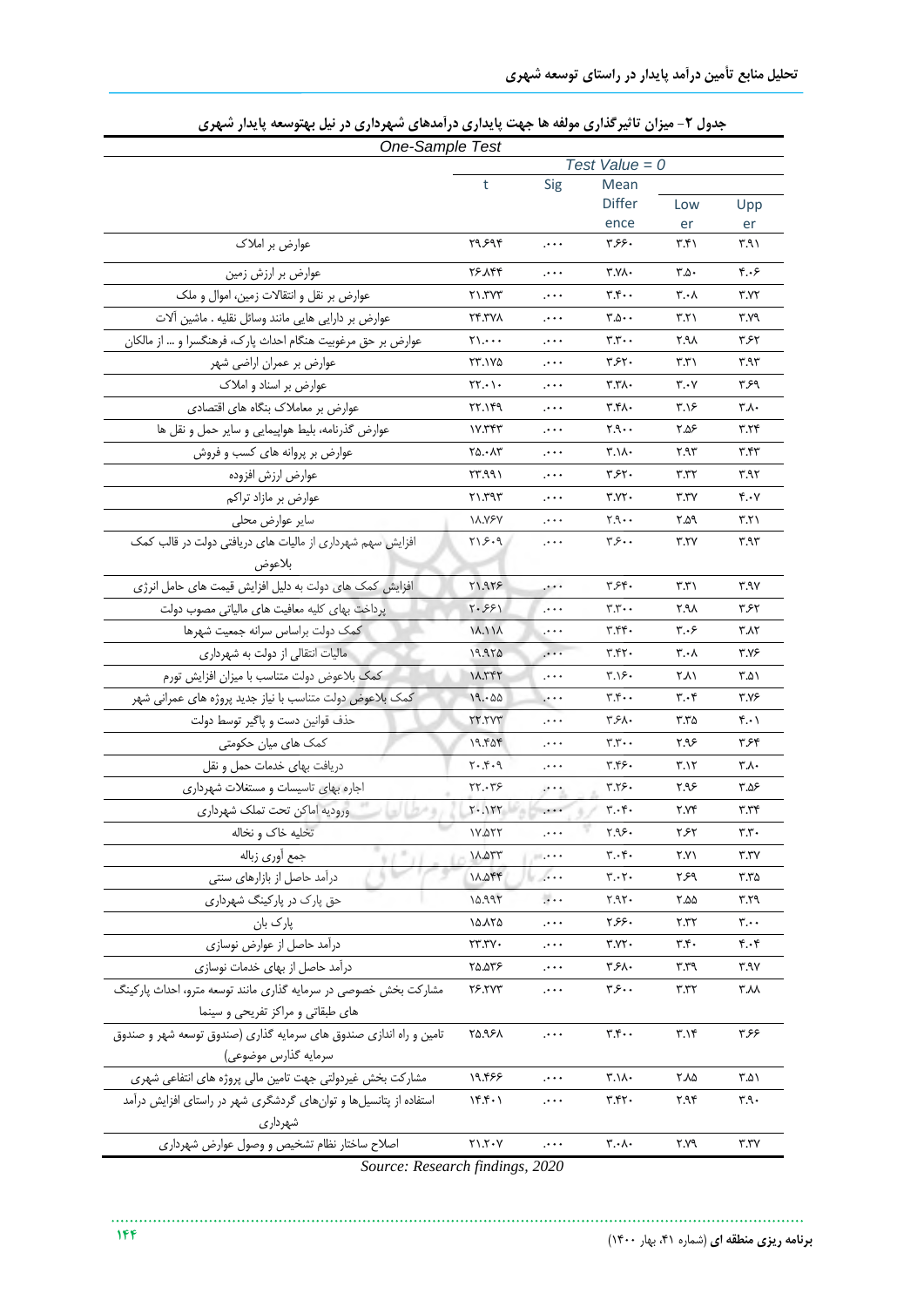**جدول ۲- میزان تاثیرگذاری مولفه ها جهت پایداری درآمدهای شهرداری در نیل بهتوسعه پایدار شهری**

| One-Sample Test | | | | | |
|---|---|---|---|---|---|
| | Test Value = 0 | | | | |
| | t | Sig | Mean Difference | Lower | Upper |
| عوارض بر املاک | ۲۹.۶۹۴ | .۰۰۰ | ۳.۶۶۰ | ۳.۴۱ | ۳.۹۱ |
| عوارض بر ارزش زمین | ۲۶.۸۴۴ | .۰۰۰ | ۳.۷۸۰ | ۳.۵۰ | ۴.۰۶ |
| عوارض بر نقل و انتقالات زمین، اموال و ملک | ۲۱.۳۷۳ | .۰۰۰ | ۳.۴۰۰ | ۳.۰۸ | ۳.۷۲ |
| عوارض بر دارایی هایی مانند وسائل نقلیه . ماشین آلات | ۲۴.۳۷۸ | .۰۰۰ | ۳.۵۰۰ | ۳.۲۱ | ۳.۷۹ |
| عوارض بر حق مرغوبیت هنگام احداث پارک، فرهنگسرا و ... از مالکان | ۲۱.۰۰۰ | .۰۰۰ | ۳.۳۰۰ | ۲.۹۸ | ۳.۶۲ |
| عوارض بر عمران اراضی شهر | ۲۳.۱۷۵ | .۰۰۰ | ۳.۶۲۰ | ۳.۳۱ | ۳.۹۳ |
| عوارض بر اسناد و املاک | ۲۲.۰۱۰ | .۰۰۰ | ۳.۳۸۰ | ۳.۰۷ | ۳.۶۹ |
| عوارض بر معاملاک بنگاه های اقتصادی | ۲۲.۱۴۹ | .۰۰۰ | ۳.۴۸۰ | ۳.۱۶ | ۳.۸۰ |
| عوارض گذرنامه، بلیط هواپیمایی و سایر حمل و نقل ها | ۱۷.۳۴۳ | .۰۰۰ | ۲.۹۰۰ | ۲.۵۶ | ۳.۲۴ |
| عوارض بر پروانه های کسب و فروش | ۲۵.۰۸۳ | .۰۰۰ | ۳.۱۸۰ | ۲.۹۳ | ۳.۴۳ |
| عوارض ارزش افزوده | ۲۳.۹۹۱ | .۰۰۰ | ۳.۶۲۰ | ۳.۳۲ | ۳.۹۲ |
| عوارض بر مازاد تراکم | ۲۱.۳۹۳ | .۰۰۰ | ۳.۷۲۰ | ۳.۳۷ | ۴.۰۷ |
| سایر عوارض محلی | ۱۸.۷۶۷ | .۰۰۰ | ۲.۹۰۰ | ۲.۵۹ | ۳.۲۱ |
| افزایش سهم شهرداری از مالیات های دریافتی دولت در قالب کمک بلاعوض | ۲۱.۶۰۹ | .۰۰۰ | ۳.۶۰۰ | ۳.۲۷ | ۳.۹۳ |
| افزایش کمک های دولت به دلیل افزایش قیمت های حامل انرژی | ۲۱.۹۲۶ | .۰۰۰ | ۳.۶۴۰ | ۳.۳۱ | ۳.۹۷ |
| پرداخت بهای کلیه معافیت های مالیاتی مصوب دولت | ۲۰.۶۶۱ | .۰۰۰ | ۳.۳۰۰ | ۲.۹۸ | ۳.۶۲ |
| کمک دولت براساس سرانه جمعیت شهرها | ۱۸.۱۱۸ | .۰۰۰ | ۳.۴۴۰ | ۳.۰۶ | ۳.۸۲ |
| مالیات انتقالی از دولت به شهرداری | ۱۹.۹۲۵ | .۰۰۰ | ۳.۴۲۰ | ۳.۰۸ | ۳.۷۶ |
| کمک بلاعوض دولت متناسب با میزان افزایش تورم | ۱۸.۳۴۲ | .۰۰۰ | ۳.۱۶۰ | ۲.۸۱ | ۳.۵۱ |
| کمک بلاعوض دولت متناسب با نیاز جدید پروژه های عمرانی شهر | ۱۹.۰۵۵ | .۰۰۰ | ۳.۴۰۰ | ۳.۰۴ | ۳.۷۶ |
| حذف قوانین دست و پاگیر توسط دولت | ۲۲.۲۷۳ | .۰۰۰ | ۳.۶۸۰ | ۳.۳۵ | ۴.۰۱ |
| کمک های میان حکومتی | ۱۹.۴۵۴ | .۰۰۰ | ۳.۳۰۰ | ۲.۹۶ | ۳.۶۴ |
| دریافت بهای خدمات حمل و نقل | ۲۰.۴۰۹ | .۰۰۰ | ۳.۴۶۰ | ۳.۱۲ | ۳.۸۰ |
| اجاره بهای تاسیسات و مستغلات شهرداری | ۲۲.۰۳۶ | .۰۰۰ | ۳.۲۶۰ | ۲.۹۶ | ۳.۵۶ |
| ورودیه اماکن تحت تملک شهرداری | ۲۰.۱۲۲ | .۰۰۰ | ۳.۰۴۰ | ۲.۷۴ | ۳.۳۴ |
| تخلیه خاک و نخاله | ۱۷.۵۲۲ | .۰۰۰ | ۲.۹۶۰ | ۲.۶۲ | ۳.۳۰ |
| جمع آوری زباله | ۱۸.۵۳۳ | .۰۰۰ | ۳.۰۴۰ | ۲.۷۱ | ۳.۳۷ |
| درآمد حاصل از بازارهای سنتی | ۱۸.۵۴۴ | .۰۰۰ | ۳.۰۲۰ | ۲.۶۹ | ۳.۳۵ |
| حق پارک در پارکینگ شهرداری | ۱۵.۹۹۲ | .۰۰۰ | ۲.۹۲۰ | ۲.۵۵ | ۳.۲۹ |
| پارک بان | ۱۵.۸۲۵ | .۰۰۰ | ۲.۶۶۰ | ۲.۳۲ | ۳.۰۰ |
| درآمد حاصل از عوارض نوسازی | ۲۳.۳۷۰ | .۰۰۰ | ۳.۷۲۰ | ۳.۴۰ | ۴.۰۴ |
| درآمد حاصل از بهای خدمات نوسازی | ۲۵.۵۳۶ | .۰۰۰ | ۳.۶۸۰ | ۳.۳۹ | ۳.۹۷ |
| مشارکت بخش خصوصی در سرمایه گذاری مانند توسعه مترو، احداث پارکینگ های طبقاتی و مراکز تفریحی و سینما | ۲۶.۲۷۳ | .۰۰۰ | ۳.۶۰۰ | ۳.۳۲ | ۳.۸۸ |
| تامین و راه اندازی صندوق های سرمایه گذاری (صندوق توسعه شهر و صندوق سرمایه گذارس موضوعی) | ۲۵.۹۶۸ | .۰۰۰ | ۳.۴۰۰ | ۳.۱۴ | ۳.۶۶ |
| مشارکت بخش غیردولتی جهت تامین مالی پروژه های انتفاعی شهری | ۱۹.۴۶۶ | .۰۰۰ | ۳.۱۸۰ | ۲.۸۵ | ۳.۵۱ |
| استفاده از پتانسیل‌ها و توان‌های گردشگری شهر در راستای افزایش درآمد شهرداری | ۱۴.۴۰۱ | .۰۰۰ | ۳.۴۲۰ | ۲.۹۴ | ۳.۹۰ |
| اصلاح ساختار نظام تشخیص و وصول عوارض شهرداری | ۲۱.۲۰۷ | .۰۰۰ | ۳.۰۸۰ | ۲.۷۹ | ۳.۳۷ |

*Source: Research findings, 2020*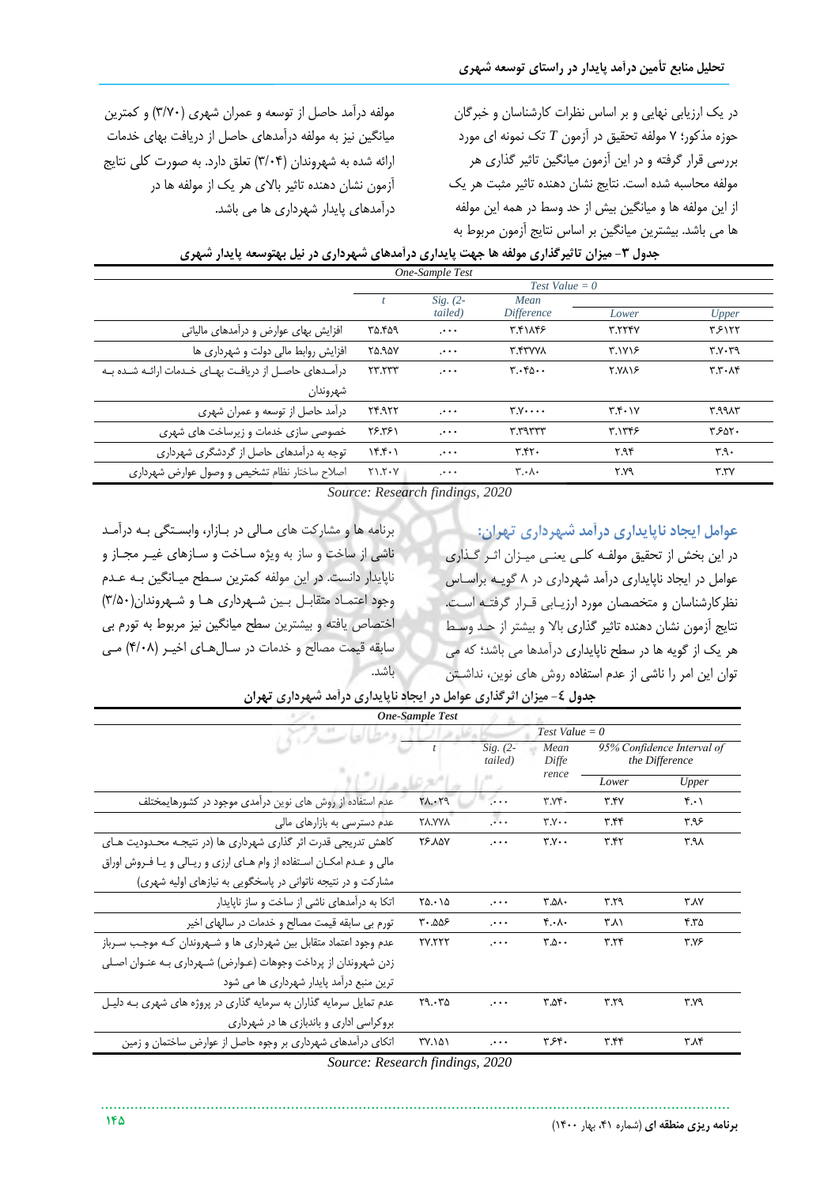در یک ارزیابی نهایی و بر اساس نظرات کارشناسان و خبرگان حوزه مذکور؛ ۷ مولفه تحقیق در آزمون $T$ تک نمونه ای مورد بررسی قرار گرفته و در این آزمون میانگین تاثیر گذاری هر مولفه محاسبه شده است. نتایج نشان دهنده تاثیر مثبت هر یک از این مولفه ها و میانگین بیش از حد وسط در همه این مولفه ها می باشد. بیشترین میانگین بر اساس نتایج آزمون مربوط به مولفه درآمد حاصل از توسعه و عمران شهری (۳/۷۰) و کمترین میانگین نیز به مولفه درآمدهای حاصل از دریافت بهای خدمات ارائه شده به شهروندان (۳/۰۴) تعلق دارد. به صورت کلی نتایج آزمون نشان دهنده تاثیر بالای هر یک از مولفه ها در درآمدهای پایدار شهرداری ها می باشد.

**جدول ۳- میزان تاثیرگذاری مولفه ها جهت پایداری درآمدهای شهرداری در نیل بهتوسعه پایدار شهری**

| One-Sample Test | | | | | |
|---|---|---|---|---|---|
| | Test Value = 0 | | | | |
| | t | Sig. (2-tailed) | Mean Difference | Lower | Upper |
| افزایش بهای عوارض و درآمدهای مالیاتی | ۳۵.۴۵۹ | .۰۰۰ | ۳.۴۱۸۴۶ | ۳.۲۲۴۷ | ۳.۶۱۲۲ |
| افزایش روابط مالی دولت و شهرداری ها | ۲۵.۹۵۷ | .۰۰۰ | ۳.۴۳۷۷۸ | ۳.۱۷۱۶ | ۳.۷۰۳۹ |
| درآمدهای حاصل از دریافت بهای خدمات ارائه شده به شهروندان | ۲۳.۲۳۳ | .۰۰۰ | ۳.۰۴۵۰۰ | ۲.۷۸۱۶ | ۳.۳۰۸۴ |
| درآمد حاصل از توسعه و عمران شهری | ۲۴.۹۲۲ | .۰۰۰ | ۳.۷۰۰۰۰ | ۳.۴۰۱۷ | ۳.۹۹۸۳ |
| خصوصی سازی خدمات و زیرساخت های شهری | ۲۶.۳۶۱ | .۰۰۰ | ۳.۳۹۳۳۳ | ۳.۱۳۴۶ | ۳.۶۵۲۰ |
| توجه به درآمدهای حاصل از گردشگری شهرداری | ۱۴.۴۰۱ | .۰۰۰ | ۳.۴۲۰ | ۲.۹۴ | ۳.۹۰ |
| اصلاح ساختار نظام تشخیص و وصول عوارض شهرداری | ۲۱.۲۰۷ | .۰۰۰ | ۳.۰۸۰ | ۲.۷۹ | ۳.۳۷ |

Source: Research findings, 2020

## عوامل ایجاد ناپایداری درآمد شهرداری تهران:

در این بخش از تحقیق مولفه کلی یعنی میزان اثر گذاری عوامل در ایجاد ناپایداری درآمد شهرداری در ۸ گویه براساس نظرکارشناسان و متخصصان مورد ارزیابی قرار گرفته است. نتایج آزمون نشان دهنده تاثیر گذاری بالا و بیشتر از حد وسط هر یک از گویه ها در سطح ناپایداری درآمدها می باشد؛ که می توان این امر را ناشی از عدم استفاده روش های نوین، نداشتن برنامه ها و مشارکت های مالی در بازار، وابستگی به درآمد ناشی از ساخت و ساز به ویژه ساخت و سازهای غیر مجاز و ناپایدار دانست. در این مولفه کمترین سطح میانگین به عدم وجود اعتماد متقابل بین شهرداری ها و شهروندان(۳/۵۰) اختصاص یافته و بیشترین سطح میانگین نیز مربوط به تورم بی سابقه قیمت مصالح و خدمات در سال‌های اخیر (۴/۰۸) می باشد.

**جدول ٤- میزان اثرگذاری عوامل در ایجاد ناپایداری درآمد شهرداری تهران**

| One-Sample Test | | | | | |
|---|---|---|---|---|---|
| | Test Value = 0 | | | | |
| | t | Sig. (2-tailed) | Mean Difference | 95% Confidence Interval of the Difference | |
| | | | | Lower | Upper |
| عدم استفاده از روش های نوین درآمدی موجود در کشورهایمختلف | ۲۸.۰۲۹ | .۰۰۰ | ۳.۷۴۰ | ۳.۴۷ | ۴.۰۱ |
| عدم دسترسی به بازارهای مالی | ۲۸.۷۷۸ | .۰۰۰ | ۳.۷۰۰ | ۳.۴۴ | ۳.۹۶ |
| کاهش تدریجی قدرت اثر گذاری شهرداری ها (در نتیجه محدودیت های مالی و عدم امکان استفاده از وام های ارزی و ریالی و یا فروش اوراق مشارکت و در نتیجه ناتوانی در پاسخگویی به نیازهای اولیه شهری) | ۲۶.۸۵۷ | .۰۰۰ | ۳.۷۰۰ | ۳.۴۲ | ۳.۹۸ |
| اتکا به درآمدهای ناشی از ساخت و ساز ناپایدار | ۲۵.۰۱۵ | .۰۰۰ | ۳.۵۸۰ | ۳.۲۹ | ۳.۸۷ |
| تورم بی سابقه قیمت مصالح و خدمات در سالهای اخیر | ۳۰.۵۵۶ | .۰۰۰ | ۴.۰۸۰ | ۳.۸۱ | ۴.۳۵ |
| عدم وجود اعتماد متقابل بین شهرداری ها و شهروندان که موجب سرباز زدن شهروندان از پرداخت وجوهات (عوارض) شهرداری به عنوان اصلی ترین منبع درآمد پایدار شهرداری ها می شود | ۲۷.۲۲۲ | .۰۰۰ | ۳.۵۰۰ | ۳.۲۴ | ۳.۷۶ |
| عدم تمایل سرمایه گذاران به سرمایه گذاری در پروژه های شهری به دلیل بروکراسی اداری و باندبازی ها در شهرداری | ۲۹.۰۳۵ | .۰۰۰ | ۳.۵۴۰ | ۳.۲۹ | ۳.۷۹ |
| اتکای درآمدهای شهرداری بر وجوه حاصل از عوارض ساختمان و زمین | ۳۷.۱۵۱ | .۰۰۰ | ۳.۶۴۰ | ۳.۴۴ | ۳.۸۴ |

Source: Research findings, 2020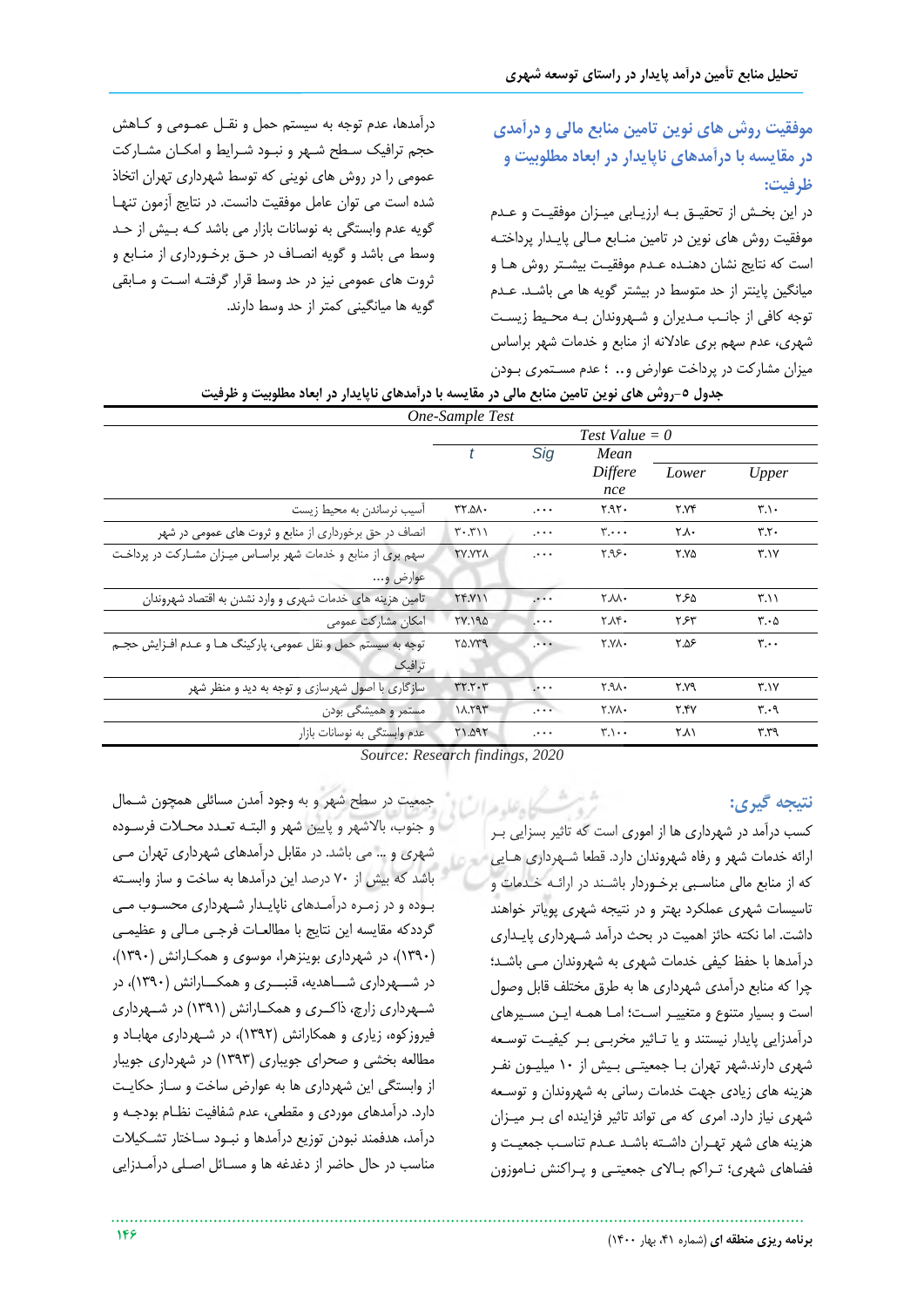### موفقیت روش های نوین تامین منابع مالی و درآمدی در مقایسه با درآمدهای ناپایدار در ابعاد مطلوبیت و ظرفیت:

در این بخش از تحقیق به ارزیابی میزان موفقیت و عدم موفقیت روش های نوین در تامین منابع مالی پایدار پرداخته است که نتایج نشان دهنده عدم موفقیت بیشتر روش ها و میانگین پایینتر از حد متوسط در بیشتر گویه ها می باشد. عدم توجه کافی از جانب مدیران و شهروندان به محیط زیست شهری، عدم سهم بری عادلانه از منابع و خدمات شهر براساس میزان مشارکت در پرداخت عوارض و.. ؛ عدم مستمری بودن درآمدها، عدم توجه به سیستم حمل و نقل عمومی و کاهش حجم ترافیک سطح شهر و نبود شرایط و امکان مشارکت عمومی را در روش های نوینی که توسط شهرداری تهران اتخاذ شده است می توان عامل موفقیت دانست. در نتایج آزمون تنها گویه عدم وابستگی به نوسانات بازار می باشد که بیش از حد وسط می باشد و گویه انصاف در حق برخورداری از منابع و ثروت های عمومی نیز در حد وسط قرار گرفته است و مابقی گویه ها میانگینی کمتر از حد وسط دارند.

**جدول ۵-روش های نوین تامین منابع مالی در مقایسه با درآمدهای ناپایدار در ابعاد مطلوبیت و ظرفیت**

*One-Sample Test*

| | Test Value = 0 | | | | |
|---|---|---|---|---|---|
| | *t* | *Sig* | *Mean Difference* | *Lower* | *Upper* |
| آسیب نرساندن به محیط زیست | ۳۲.۵۸۰ | .۰۰۰ | ۲.۹۲۰ | ۲.۷۴ | ۳.۱۰ |
| انصاف در حق برخورداری از منابع و ثروت های عمومی در شهر | ۳۰.۳۱۱ | .۰۰۰ | ۳.۰۰۰ | ۲.۸۰ | ۳.۲۰ |
| سهم بری از منابع و خدمات شهر براساس میزان مشارکت در پرداخت عوارض و... | ۲۷.۷۲۸ | .۰۰۰ | ۲.۹۶۰ | ۲.۷۵ | ۳.۱۷ |
| تامین هزینه های خدمات شهری و وارد نشدن به اقتصاد شهروندان | ۲۴.۷۱۱ | .۰۰۰ | ۲.۸۸۰ | ۲.۶۵ | ۳.۱۱ |
| امکان مشارکت عمومی | ۲۷.۱۹۵ | .۰۰۰ | ۲.۸۴۰ | ۲.۶۳ | ۳.۰۵ |
| توجه به سیستم حمل و نقل عمومی، پارکینگ ها و عدم افزایش حجم ترافیک | ۲۵.۷۳۹ | .۰۰۰ | ۲.۷۸۰ | ۲.۵۶ | ۳.۰۰ |
| سازگاری با اصول شهرسازی و توجه به دید و منظر شهر | ۳۲.۲۰۳ | .۰۰۰ | ۲.۹۸۰ | ۲.۷۹ | ۳.۱۷ |
| مستمر و همیشگی بودن | ۱۸.۲۹۳ | .۰۰۰ | ۲.۷۸۰ | ۲.۴۷ | ۳.۰۹ |
| عدم وابستگی به نوسانات بازار | ۲۱.۵۹۲ | .۰۰۰ | ۳.۱۰۰ | ۲.۸۱ | ۳.۳۹ |

Source: Research findings, 2020

### نتیجه گیری:

کسب درآمد در شهرداری ها از اموری است که تاثیر بسزایی بر ارائه خدمات شهر و رفاه شهروندان دارد. قطعا شهرداری هایی که از منابع مالی مناسبی برخوردار باشند در ارائه خدمات و تاسیسات شهری عملکرد بهتر و در نتیجه شهری پویاتر خواهند داشت. اما نکته حائز اهمیت در بحث درآمد شهرداری پایداری درآمدها با حفظ کیفی خدمات شهری به شهروندان می باشد؛ چرا که منابع درآمدی شهرداری ها به طرق مختلف قابل وصول است و بسیار متنوع و متغییر است؛ اما همه این مسیرهای درآمدزایی پایدار نیستند و یا تاثیر مخربی بر کیفیت توسعه شهری دارند.شهر تهران با جمعیتی بیش از ۱۰ میلیون نفر هزینه های زیادی جهت خدمات رسانی به شهروندان و توسعه شهری نیاز دارد. امری که می تواند تاثیر فزاینده ای بر میزان هزینه های شهر تهران داشته باشد عدم تناسب جمعیت و فضاهای شهری؛ تراکم بالای جمعیتی و پراکنش ناموزون جمعیت در سطح شهر و به وجود آمدن مسائلی همچون شمال و جنوب، بالاشهر و پایین شهر و البته تعدد محلات فرسوده شهری و ... می باشد. در مقابل درآمدهای شهرداری تهران می باشد که بیش از ۷۰ درصد این درآمدها به ساخت و ساز وابسته بوده و در زمره درآمدهای ناپایدار شهرداری محسوب می گردد.کر مقایسه این نتایج با مطالعات فرجی مالی و عظیمی (۱۳۹۰)، در شهرداری بوینزهرا، موسوی و همکارانش (۱۳۹۰)، در شهرداری شاهدیه، قنبری و همکارانش (۱۳۹۰)، در شهرداری زارچ، ذاکری و همکارانش (۱۳۹۱) در شهرداری فیروزکوه، زیاری و همکارانش (۱۳۹۲)، در شهرداری مهاباد و مطالعه بخشی و صحرای جویباری (۱۳۹۳) در شهرداری جویبار از وابستگی این شهرداری ها به عوارض ساخت و ساز حکایت دارد. درآمدهای موردی و مقطعی، عدم شفافیت نظام بودجه و درآمد، هدفمند نبودن توزیع درآمدها و نبود ساختار تشکیلات مناسب در حال حاضر از دغدغه ها و مسائل اصلی درآمدزایی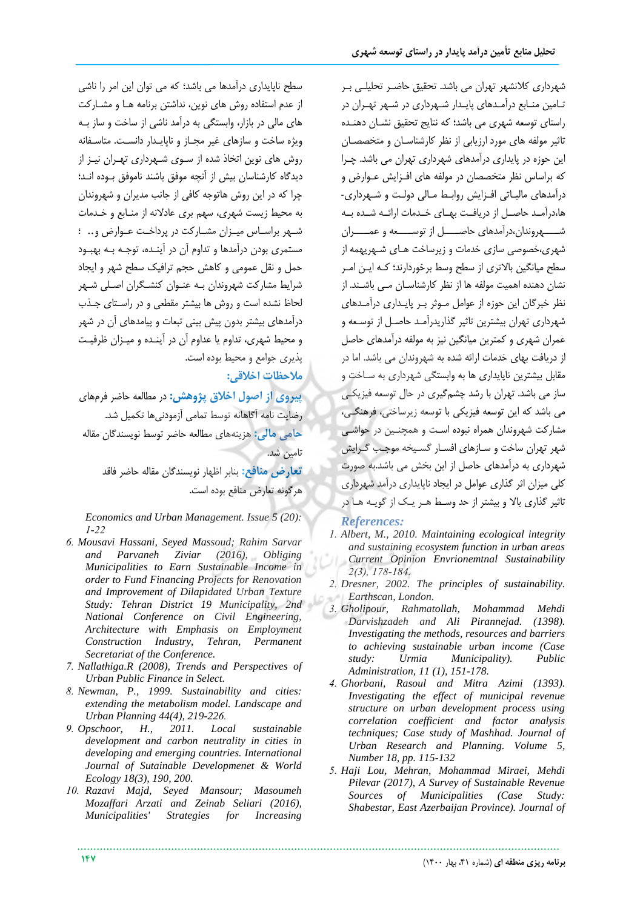شهرداری کلانشهر تهران می باشد. تحقیق حاضر تحلیلی بر تـامین منـابع درآمـدهای پایـدار شـهرداری در شـهر تهـران در راستای توسعه شهری می باشد؛ که نتایج تحقیق نشـان دهنـده تاثیر مولفه های مورد ارزیابی از نظر کارشناسـان و متخصصـان این حوزه در پایداری درآمدهای شهرداری تهران می باشد. چـرا که براساس نظر متخصصان در مولفه های افـزایش عـوارض و درآمدهای مالیـاتی افـزایش روابـط مـالی دولـت و شـهرداری-ها،درآمـد حاصـل از دریافـت بهـای خـدمات ارائـه شـده بـه شـــهروندان،درآمدهای حاصـــل از توســـعه و عمـــران شهری،خصوصی سازی خدمات و زیرساخت هـای شـهریهمه از سطح میانگین بالاتری از سطح وسط برخوردارند؛ کـه ایـن امـر نشان دهنده اهمیت مولفه ها از نظر کارشناسـان مـی باشـند. از نظر خبرگان این حوزه از عوامل مـوثر بـر پایـداری درآمـدهای شهرداری تهران بیشترین تاثیر گذاریدرآمـد حاصـل از توسـعه و عمران شهری و کمترین میانگین نیز به مولفه درآمدهای حاصل از دریافت بهای خدمات ارائه شده به شهروندان می باشد. اما در مقابل بیشترین ناپایداری ها به وابستگی شهرداری به سـاخت و ساز می باشد. تهران با رشد چشم‌گیری در حال توسعه فیزیکـی می باشد که این توسعه فیزیکی با توسعه زیرساختی، فرهنگـی، مشارکت شهروندان همراه نبوده اسـت و همچنـین در حواشـی شهر تهران ساخت و سـازهای افسـار گسـیخه موجـب گـرایش شهرداری به درآمدهای حاصل از این بخش می باشد.به صورت کلی میزان اثر گذاری عوامل در ایجاد ناپایداری درآمد شهرداری تاثیر گذاری بالا و بیشتر از حد وسـط هـر یـک از گویـه هـا در سطح ناپایداری درآمدها می باشد؛ که می توان این امر را ناشی از عدم استفاده روش های نوین، نداشتن برنامه هـا و مشـارکت های مالی در بازار، وابستگی به درآمد ناشی از ساخت و ساز بـه ویژه ساخت و سازهای غیر مجـاز و ناپایـدار دانسـت. متاسـفانه روش های نوین اتخاذ شده از سـوی شـهرداری تهـران نیـز از دیدگاه کارشناسان بیش از آنچه موفق باشند ناموفق بـوده انـد؛ چرا که در این روش هاتوجه کافی از جانب مدیران و شهروندان به محیط زیست شهری، سهم بری عادلانه از منـابع و خـدمات شـهر براسـاس میـزان مشـارکت در پرداخـت عـوارض و.. ؛ مستمری بودن درآمدها و تداوم آن در آینـده، توجـه بـه بهبـود حمل و نقل عمومی و کاهش حجم ترافیک سطح شهر و ایجاد شرایط مشارکت شهروندان بـه عنـوان کنشـگران اصـلی شـهر لحاظ نشده است و روش ها بیشتر مقطعی و در راسـتای جـذب درآمدهای بیشتر بدون پیش بینی تبعات و پیامدهای آن در شهر و محیط شهری، تداوم یا عداوم آن در آینـده و میـزان ظرفیـت پذیری جوامع و محیط بوده است.

## ملاحظات اخلاقی:

**پیروی از اصول اخلاق پژوهش:** در مطالعه حاضر فرم‌های رضایت نامه آگاهانه توسط تمامی آزمودنی‌ها تکمیل شد.

**حامی مالی:** هزینه‌های مطالعه حاضر توسط نویسندگان مقاله تامین شد.

**تعارض منافع:** بنابر اظهار نویسندگان مقاله حاضر فاقد هرگونه تعارض منافع بوده است.

## *References:*

1. *Albert, M., 2010. Maintaining ecological integrity and sustaining ecosystem function in urban areas Current Opinion Envrionemtnal Sustainability 2(3), 178-184.*
2. *Dresner, 2002. The principles of sustainability. Earthscan, London.*
3. *Gholipour, Rahmatollah, Mohammad Mehdi Darvishzadeh and Ali Pirannejad. (1398). Investigating the methods, resources and barriers to achieving sustainable urban income (Case study: Urmia Municipality). Public Administration, 11 (1), 151-178.*
4. *Ghorbani, Rasoul and Mitra Azimi (1393). Investigating the effect of municipal revenue structure on urban development process using correlation coefficient and factor analysis techniques; Case study of Mashhad. Journal of Urban Research and Planning. Volume 5, Number 18, pp. 115-132*
5. *Haji Lou, Mehran, Mohammad Miraei, Mehdi Pilevar (2017), A Survey of Sustainable Revenue Sources of Municipalities (Case Study: Shabestar, East Azerbaijan Province). Journal of Economics and Urban Management. Issue 5 (20): 1-22*
6. *Mousavi Hassani, Seyed Massoud; Rahim Sarvar and Parvaneh Ziviar (2016), Obliging Municipalities to Earn Sustainable Income in order to Fund Financing Projects for Renovation and Improvement of Dilapidated Urban Texture Study: Tehran District 19 Municipality, 2nd National Conference on Civil Engineering, Architecture with Emphasis on Employment Construction Industry, Tehran, Permanent Secretariat of the Conference.*
7. *Nallathiga.R (2008), Trends and Perspectives of Urban Public Finance in Select.*
8. *Newman, P., 1999. Sustainability and cities: extending the metabolism model. Landscape and Urban Planning 44(4), 219-226.*
9. *Opschoor, H., 2011. Local sustainable development and carbon neutrality in cities in developing and emerging countries. International Journal of Sutainable Developement & World Ecology 18(3), 190, 200.*
10. *Razavi Majd, Seyed Mansour; Masoumeh Mozaffari Arzati and Zeinab Seliari (2016), Municipalities' Strategies for Increasing*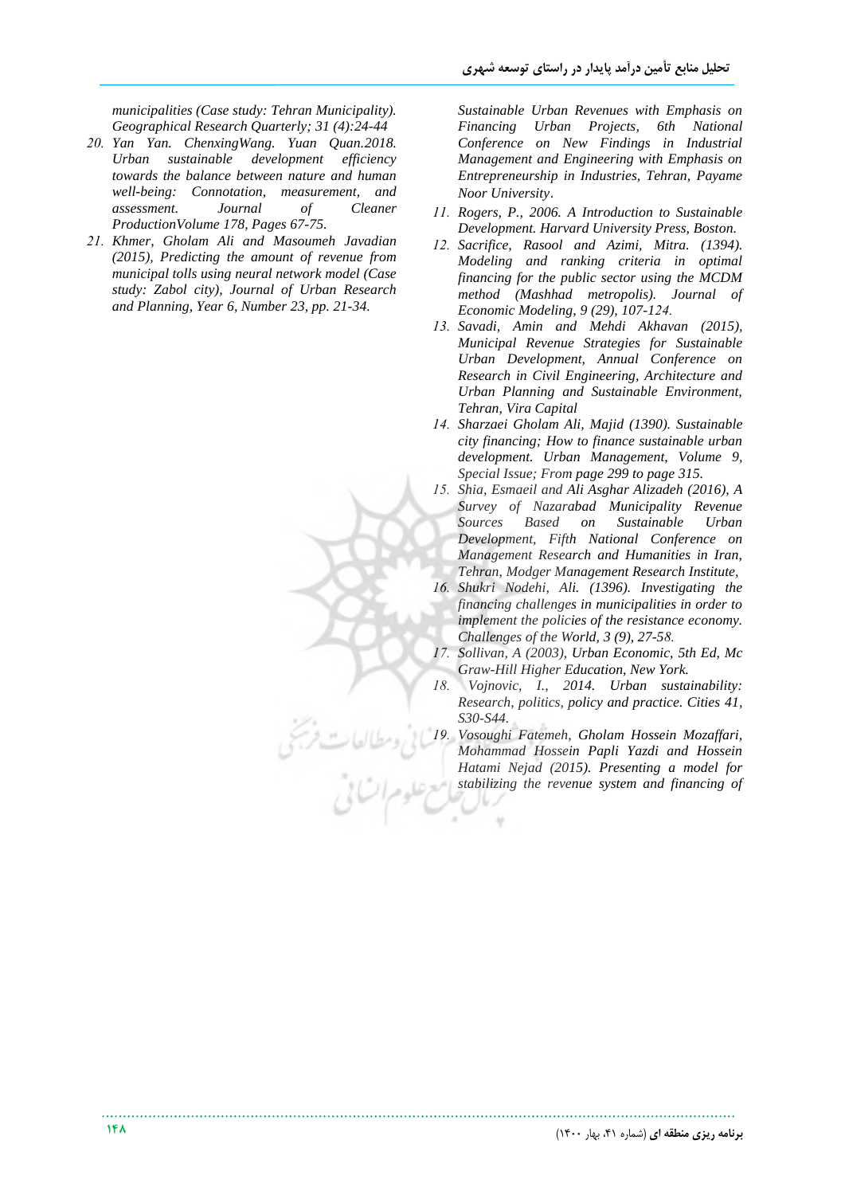municipalities (Case study: Tehran Municipality). Geographical Research Quarterly; 31 (4):24-44

20. Yan Yan. ChenxingWang. Yuan Quan.2018. Urban sustainable development efficiency towards the balance between nature and human well-being: Connotation, measurement, and assessment. Journal of Cleaner ProductionVolume 178, Pages 67-75.
21. Khmer, Gholam Ali and Masoumeh Javadian (2015), Predicting the amount of revenue from municipal tolls using neural network model (Case study: Zabol city), Journal of Urban Research and Planning, Year 6, Number 23, pp. 21-34.

Sustainable Urban Revenues with Emphasis on Financing Urban Projects, 6th National Conference on New Findings in Industrial Management and Engineering with Emphasis on Entrepreneurship in Industries, Tehran, Payame Noor University.

11. Rogers, P., 2006. A Introduction to Sustainable Development. Harvard University Press, Boston.
12. Sacrifice, Rasool and Azimi, Mitra. (1394). Modeling and ranking criteria in optimal financing for the public sector using the MCDM method (Mashhad metropolis). Journal of Economic Modeling, 9 (29), 107-124.
13. Savadi, Amin and Mehdi Akhavan (2015), Municipal Revenue Strategies for Sustainable Urban Development, Annual Conference on Research in Civil Engineering, Architecture and Urban Planning and Sustainable Environment, Tehran, Vira Capital
14. Sharzaei Gholam Ali, Majid (1390). Sustainable city financing; How to finance sustainable urban development. Urban Management, Volume 9, Special Issue; From page 299 to page 315.
15. Shia, Esmaeil and Ali Asghar Alizadeh (2016), A Survey of Nazarabad Municipality Revenue Sources Based on Sustainable Urban Development, Fifth National Conference on Management Research and Humanities in Iran, Tehran, Modger Management Research Institute,
16. Shukri Nodehi, Ali. (1396). Investigating the financing challenges in municipalities in order to implement the policies of the resistance economy. Challenges of the World, 3 (9), 27-58.
17. Sollivan, A (2003), Urban Economic, 5th Ed, Mc Graw-Hill Higher Education, New York.
18. Vojnovic, I., 2014. Urban sustainability: Research, politics, policy and practice. Cities 41, S30-S44.
19. Vosoughi Fatemeh, Gholam Hossein Mozaffari, Mohammad Hossein Papli Yazdi and Hossein Hatami Nejad (2015). Presenting a model for stabilizing the revenue system and financing of